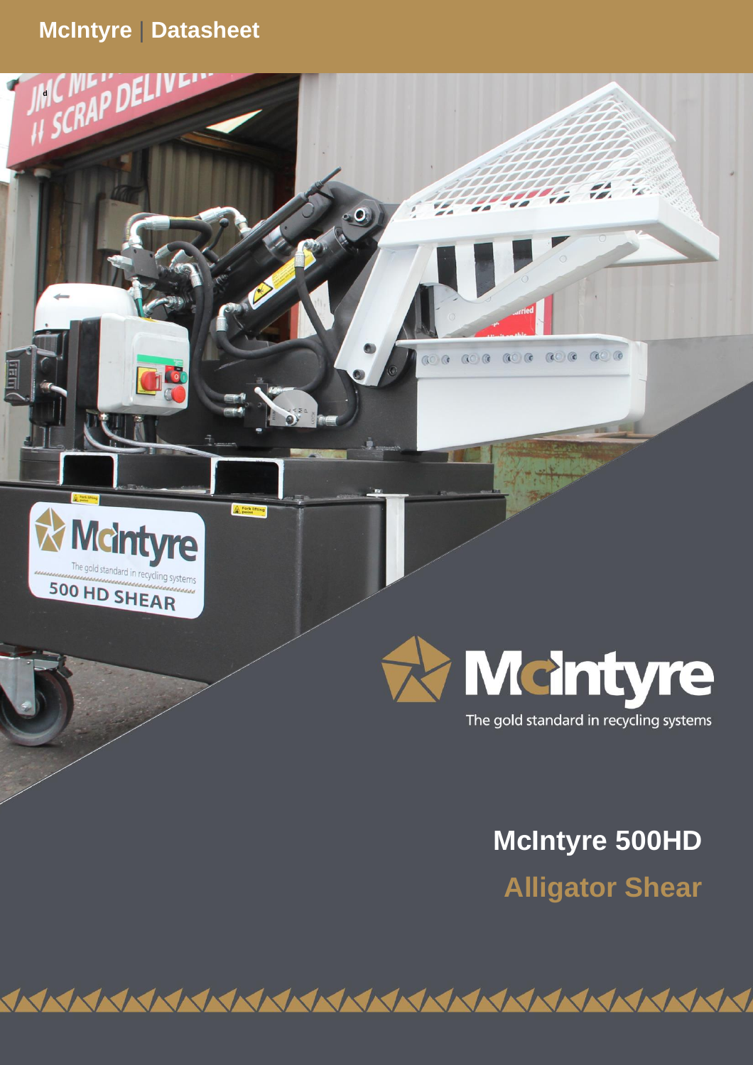McIntyre | Datasheet

McIntyre

The gold standard in recycling systems

# McIntyre 500HD

## Alligator Shear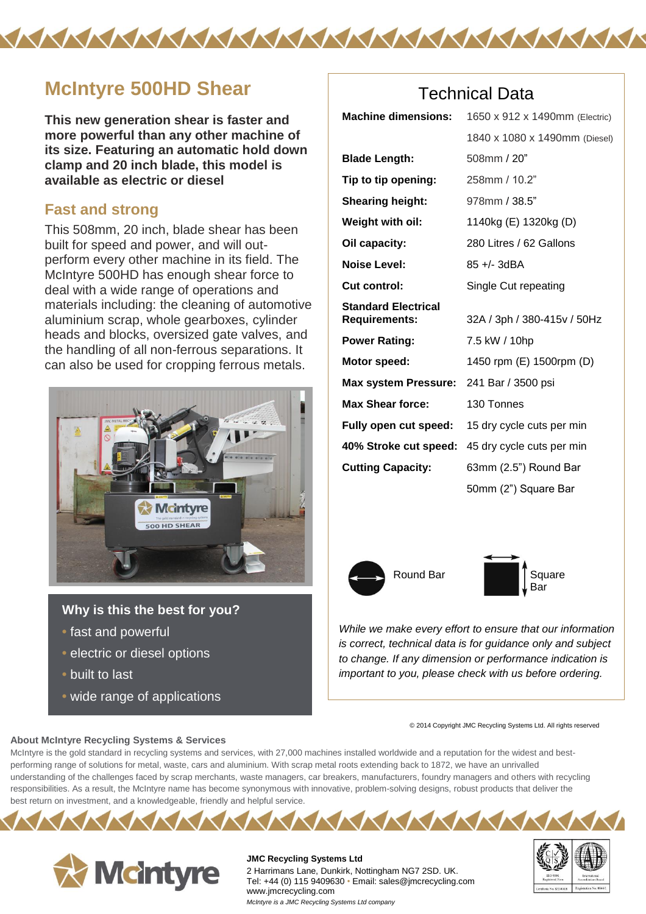# McIntyre 500HD Shear

**This new generation shear is faster and more powerful than any other machine of its size. Featuring an automatic hold down clamp and 20 inch blade, this model is available as electric or diesel**

## Fast and strong

This 508mm, 20 inch, blade shear has been built for speed and power, and will out-perform every other machine in its field. The McIntyre 500HD has enough shear force to deal with a wide range of operations and materials including: the cleaning of automotive aluminium scrap, whole gearboxes, cylinder heads and blocks, oversized gate valves, and the handling of all non-ferrous separations. It can also be used for cropping ferrous metals.

### Why is this the best for you?

- fast and powerful
- electric or diesel options
- built to last
- wide range of applications

## Technical Data

| | |
|---|---|
| **Machine dimensions:** | 1650 x 912 x 1490mm (Electric) |
| | 1840 x 1080 x 1490mm (Diesel) |
| **Blade Length:** | 508mm / 20" |
| **Tip to tip opening:** | 258mm / 10.2" |
| **Shearing height:** | 978mm / 38.5" |
| **Weight with oil:** | 1140kg (E) 1320kg (D) |
| **Oil capacity:** | 280 Litres / 62 Gallons |
| **Noise Level:** | 85 +/- 3dBA |
| **Cut control:** | Single Cut repeating |
| **Standard Electrical Requirements:** | 32A / 3ph / 380-415v / 50Hz |
| **Power Rating:** | 7.5 kW / 10hp |
| **Motor speed:** | 1450 rpm (E) 1500rpm (D) |
| **Max system Pressure:** | 241 Bar / 3500 psi |
| **Max Shear force:** | 130 Tonnes |
| **Fully open cut speed:** | 15 dry cycle cuts per min |
| **40% Stroke cut speed:** | 45 dry cycle cuts per min |
| **Cutting Capacity:** | 63mm (2.5") Round Bar |
| | 50mm (2") Square Bar |

Round Bar

Square Bar

*While we make every effort to ensure that our information is correct, technical data is for guidance only and subject to change. If any dimension or performance indication is important to you, please check with us before ordering.*

© 2014 Copyright JMC Recycling Systems Ltd. All rights reserved

**About McIntyre Recycling Systems & Services**

McIntyre is the gold standard in recycling systems and services, with 27,000 machines installed worldwide and a reputation for the widest and best-performing range of solutions for metal, waste, cars and aluminium. With scrap metal roots extending back to 1872, we have an unrivalled understanding of the challenges faced by scrap merchants, waste managers, car breakers, manufacturers, foundry managers and others with recycling responsibilities. As a result, the McIntyre name has become synonymous with innovative, problem-solving designs, robust products that deliver the best return on investment, and a knowledgeable, friendly and helpful service.

**JMC Recycling Systems Ltd**
2 Harrimans Lane, Dunkirk, Nottingham NG7 2SD. UK.
Tel: +44 (0) 115 9409630 • Email: sales@jmcrecycling.com
www.jmcrecycling.com
*McIntyre is a JMC Recycling Systems Ltd company*